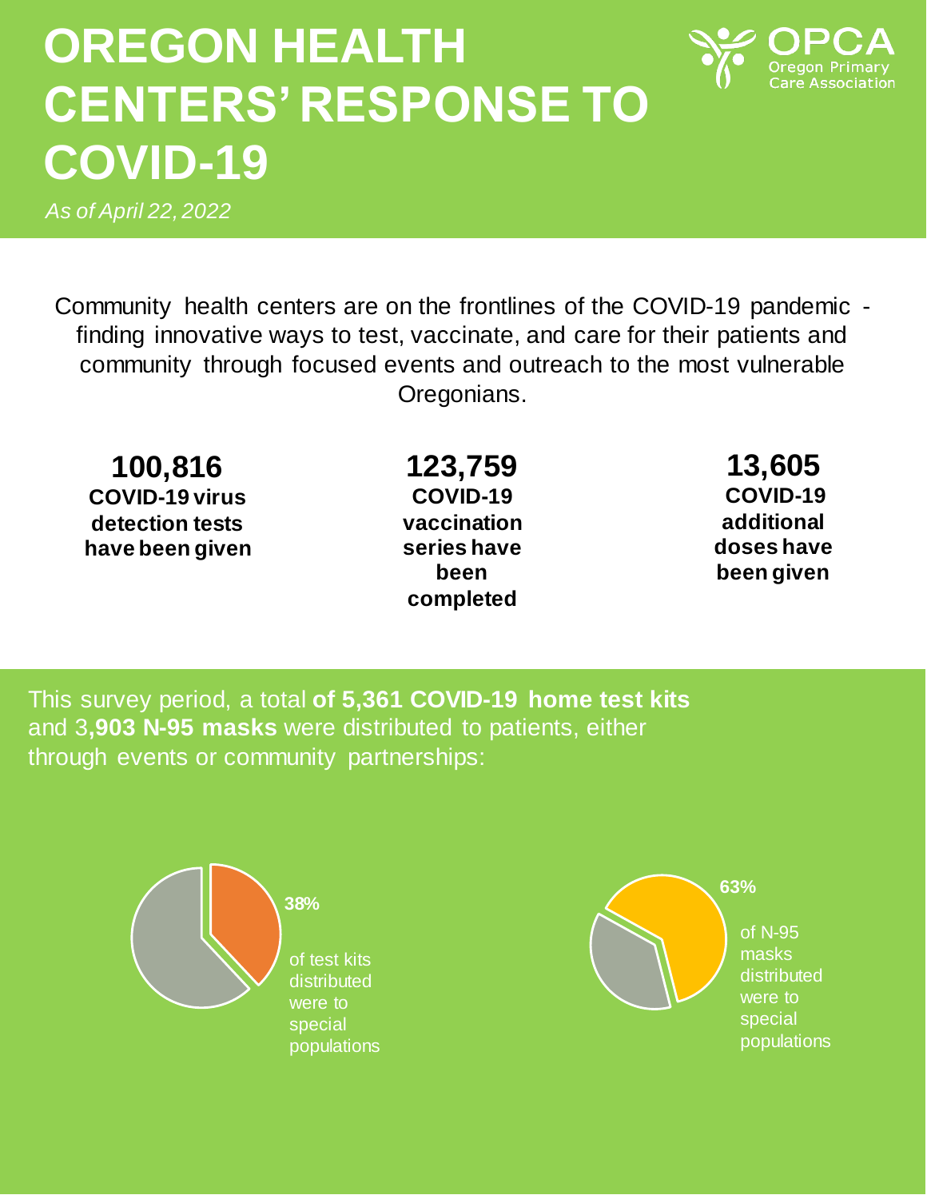# OREGON HEALTH CENTERS' RESPONSE TO COVID-19

OPCA Oregon Primary Care Association

*As of April 22, 2022*

Community health centers are on the frontlines of the COVID-19 pandemic - finding innovative ways to test, vaccinate, and care for their patients and community through focused events and outreach to the most vulnerable Oregonians.

**100,816**
**COVID-19 virus detection tests have been given**

**123,759**
**COVID-19 vaccination series have been completed**

**13,605**
**COVID-19 additional doses have been given**

This survey period, a total **of 5,361 COVID-19 home test kits** and 3**,903 N-95 masks** were distributed to patients, either through events or community partnerships:

**38%** of test kits distributed were to special populations

**63%** of N-95 masks distributed were to special populations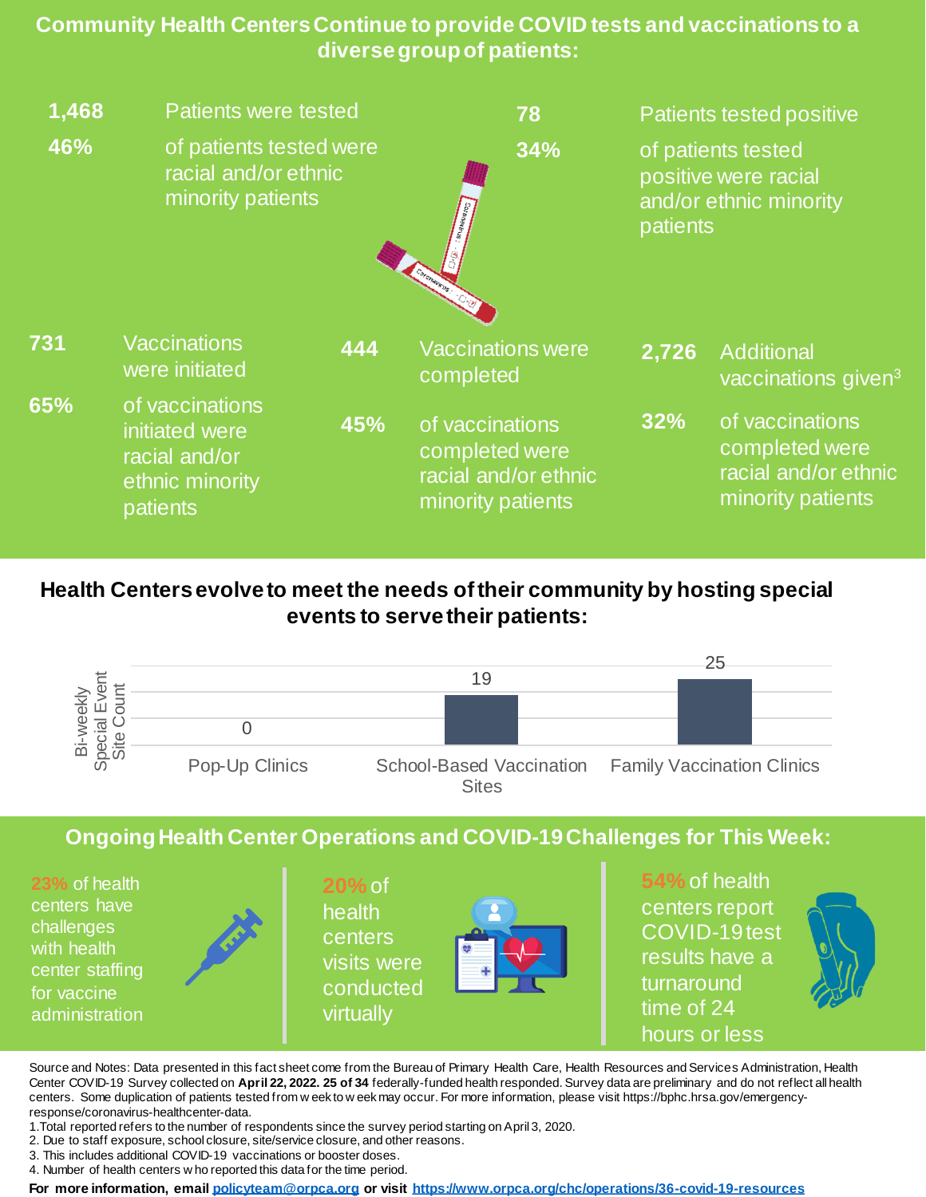## Community Health Centers Continue to provide COVID tests and vaccinations to a diverse group of patients:

**1,468** Patients were tested

**46%** of patients tested were racial and/or ethnic minority patients

**78** Patients tested positive

**34%** of patients tested positive were racial and/or ethnic minority patients

**731** Vaccinations were initiated

**65%** of vaccinations initiated were racial and/or ethnic minority patients

**444** Vaccinations were completed

**45%** of vaccinations completed were racial and/or ethnic minority patients

**2,726** Additional vaccinations given[3]

**32%** of vaccinations completed were racial and/or ethnic minority patients

## Health Centers evolve to meet the needs of their community by hosting special events to serve their patients:

Bi-weekly Special Event Site Count

Pop-Up Clinics: 0

School-Based Vaccination Sites: 19

Family Vaccination Clinics: 25

## Ongoing Health Center Operations and COVID-19 Challenges for This Week:

**23%** of health centers have challenges with health center staffing for vaccine administration

**20%** of health centers visits were conducted virtually

**54%** of health centers report COVID-19 test results have a turnaround time of 24 hours or less

Source and Notes: Data presented in this fact sheet come from the Bureau of Primary Health Care, Health Resources and Services Administration, Health Center COVID-19 Survey collected on **April 22, 2022. 25 of 34** federally-funded health responded. Survey data are preliminary and do not reflect all health centers. Some duplication of patients tested from week to week may occur. For more information, please visit https://bphc.hrsa.gov/emergency-response/coronavirus-healthcenter-data.

1. Total reported refers to the number of respondents since the survey period starting on April 3, 2020.
2. Due to staff exposure, school closure, site/service closure, and other reasons.
3. This includes additional COVID-19 vaccinations or booster doses.
4. Number of health centers who reported this data for the time period.

**For more information, email [policyteam@orpca.org](mailto:policyteam@orpca.org) or visit [https://www.orpca.org/chc/operations/36-covid-19-resources](https://www.orpca.org/chc/operations/36-covid-19-resources)**